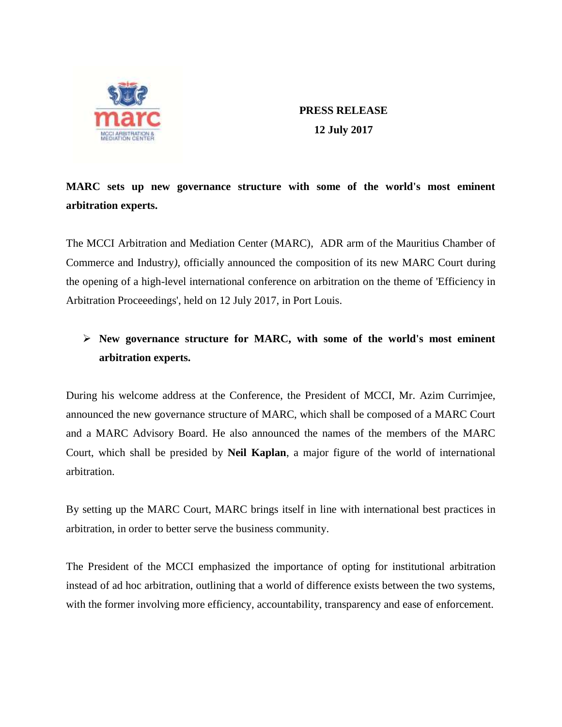**PRESS RELEASE**

**12 July 2017**

# MARC sets up new governance structure with some of the world's most eminent arbitration experts.

The MCCI Arbitration and Mediation Center (MARC), ADR arm of the Mauritius Chamber of Commerce and Industry*)*, officially announced the composition of its new MARC Court during the opening of a high-level international conference on arbitration on the theme of 'Efficiency in Arbitration Proceeedings', held on 12 July 2017, in Port Louis.

- **New governance structure for MARC, with some of the world's most eminent arbitration experts.**

During his welcome address at the Conference, the President of MCCI, Mr. Azim Currimjee, announced the new governance structure of MARC, which shall be composed of a MARC Court and a MARC Advisory Board. He also announced the names of the members of the MARC Court, which shall be presided by **Neil Kaplan**, a major figure of the world of international arbitration.

By setting up the MARC Court, MARC brings itself in line with international best practices in arbitration, in order to better serve the business community.

The President of the MCCI emphasized the importance of opting for institutional arbitration instead of ad hoc arbitration, outlining that a world of difference exists between the two systems, with the former involving more efficiency, accountability, transparency and ease of enforcement.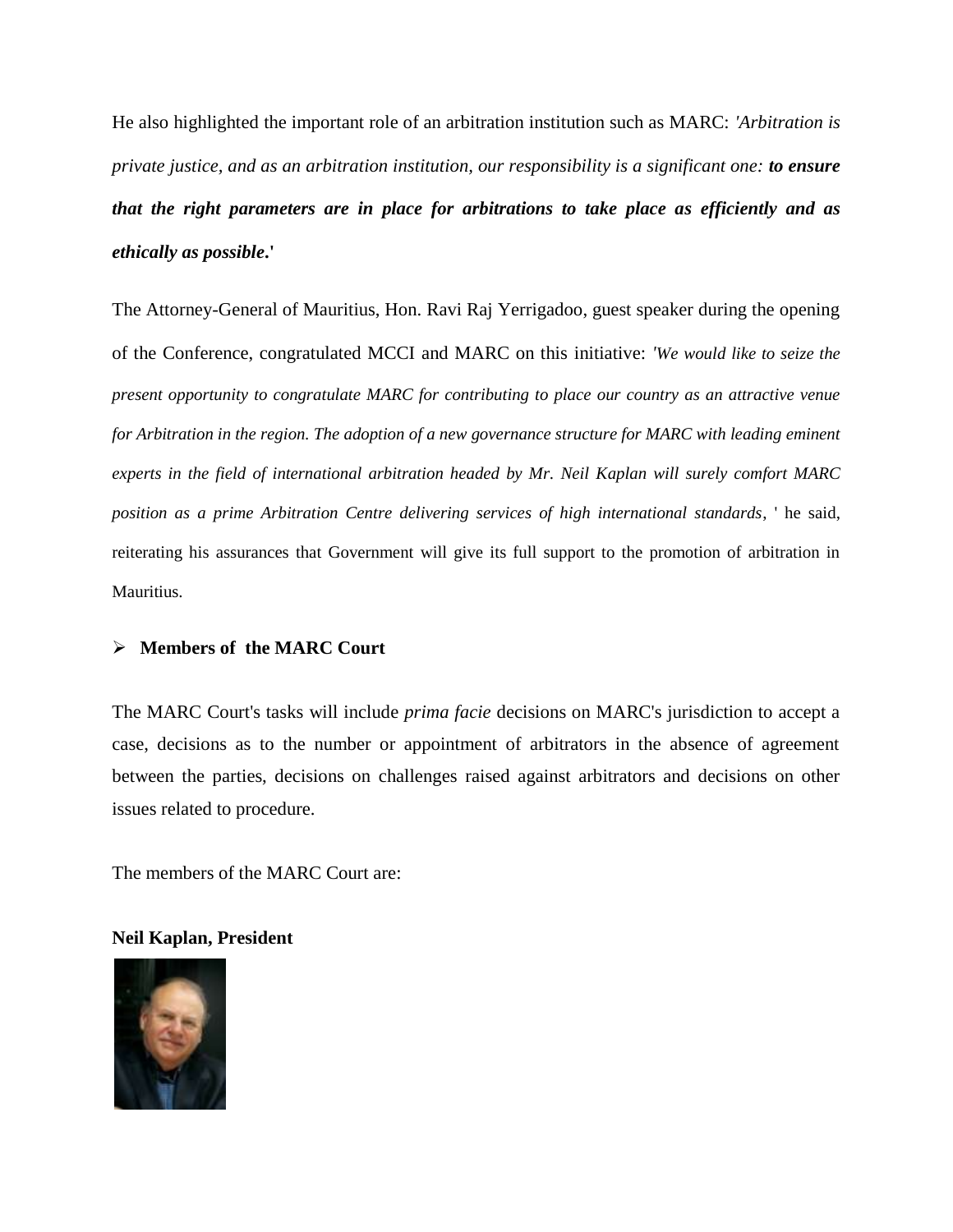He also highlighted the important role of an arbitration institution such as MARC: *'Arbitration is private justice, and as an arbitration institution, our responsibility is a significant one:* ***to ensure that the right parameters are in place for arbitrations to take place as efficiently and as ethically as possible*****.'**

The Attorney-General of Mauritius, Hon. Ravi Raj Yerrigadoo, guest speaker during the opening of the Conference, congratulated MCCI and MARC on this initiative: *'We would like to seize the present opportunity to congratulate MARC for contributing to place our country as an attractive venue for Arbitration in the region. The adoption of a new governance structure for MARC with leading eminent experts in the field of international arbitration headed by Mr. Neil Kaplan will surely comfort MARC position as a prime Arbitration Centre delivering services of high international standards*, ' he said, reiterating his assurances that Government will give its full support to the promotion of arbitration in Mauritius.

- **Members of the MARC Court**

The MARC Court's tasks will include *prima facie* decisions on MARC's jurisdiction to accept a case, decisions as to the number or appointment of arbitrators in the absence of agreement between the parties, decisions on challenges raised against arbitrators and decisions on other issues related to procedure.

The members of the MARC Court are:

**Neil Kaplan, President**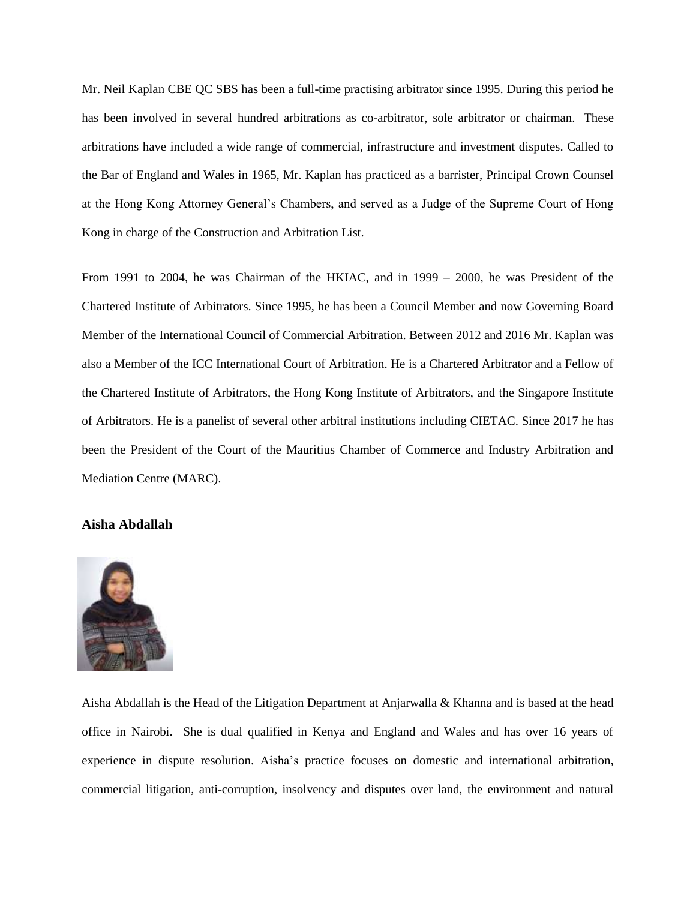Mr. Neil Kaplan CBE QC SBS has been a full-time practising arbitrator since 1995. During this period he has been involved in several hundred arbitrations as co-arbitrator, sole arbitrator or chairman. These arbitrations have included a wide range of commercial, infrastructure and investment disputes. Called to the Bar of England and Wales in 1965, Mr. Kaplan has practiced as a barrister, Principal Crown Counsel at the Hong Kong Attorney General's Chambers, and served as a Judge of the Supreme Court of Hong Kong in charge of the Construction and Arbitration List.

From 1991 to 2004, he was Chairman of the HKIAC, and in 1999 – 2000, he was President of the Chartered Institute of Arbitrators. Since 1995, he has been a Council Member and now Governing Board Member of the International Council of Commercial Arbitration. Between 2012 and 2016 Mr. Kaplan was also a Member of the ICC International Court of Arbitration. He is a Chartered Arbitrator and a Fellow of the Chartered Institute of Arbitrators, the Hong Kong Institute of Arbitrators, and the Singapore Institute of Arbitrators. He is a panelist of several other arbitral institutions including CIETAC. Since 2017 he has been the President of the Court of the Mauritius Chamber of Commerce and Industry Arbitration and Mediation Centre (MARC).

### Aisha Abdallah

Aisha Abdallah is the Head of the Litigation Department at Anjarwalla & Khanna and is based at the head office in Nairobi. She is dual qualified in Kenya and England and Wales and has over 16 years of experience in dispute resolution. Aisha's practice focuses on domestic and international arbitration, commercial litigation, anti-corruption, insolvency and disputes over land, the environment and natural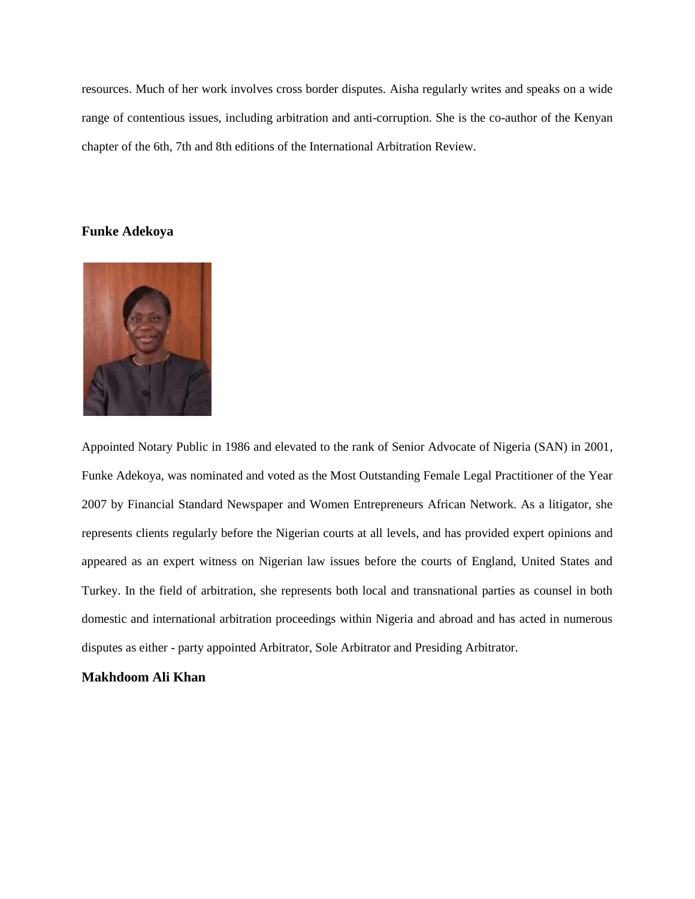resources. Much of her work involves cross border disputes. Aisha regularly writes and speaks on a wide range of contentious issues, including arbitration and anti-corruption. She is the co-author of the Kenyan chapter of the 6th, 7th and 8th editions of the International Arbitration Review.

**Funke Adekoya**

Appointed Notary Public in 1986 and elevated to the rank of Senior Advocate of Nigeria (SAN) in 2001, Funke Adekoya, was nominated and voted as the Most Outstanding Female Legal Practitioner of the Year 2007 by Financial Standard Newspaper and Women Entrepreneurs African Network. As a litigator, she represents clients regularly before the Nigerian courts at all levels, and has provided expert opinions and appeared as an expert witness on Nigerian law issues before the courts of England, United States and Turkey. In the field of arbitration, she represents both local and transnational parties as counsel in both domestic and international arbitration proceedings within Nigeria and abroad and has acted in numerous disputes as either - party appointed Arbitrator, Sole Arbitrator and Presiding Arbitrator.

**Makhdoom Ali Khan**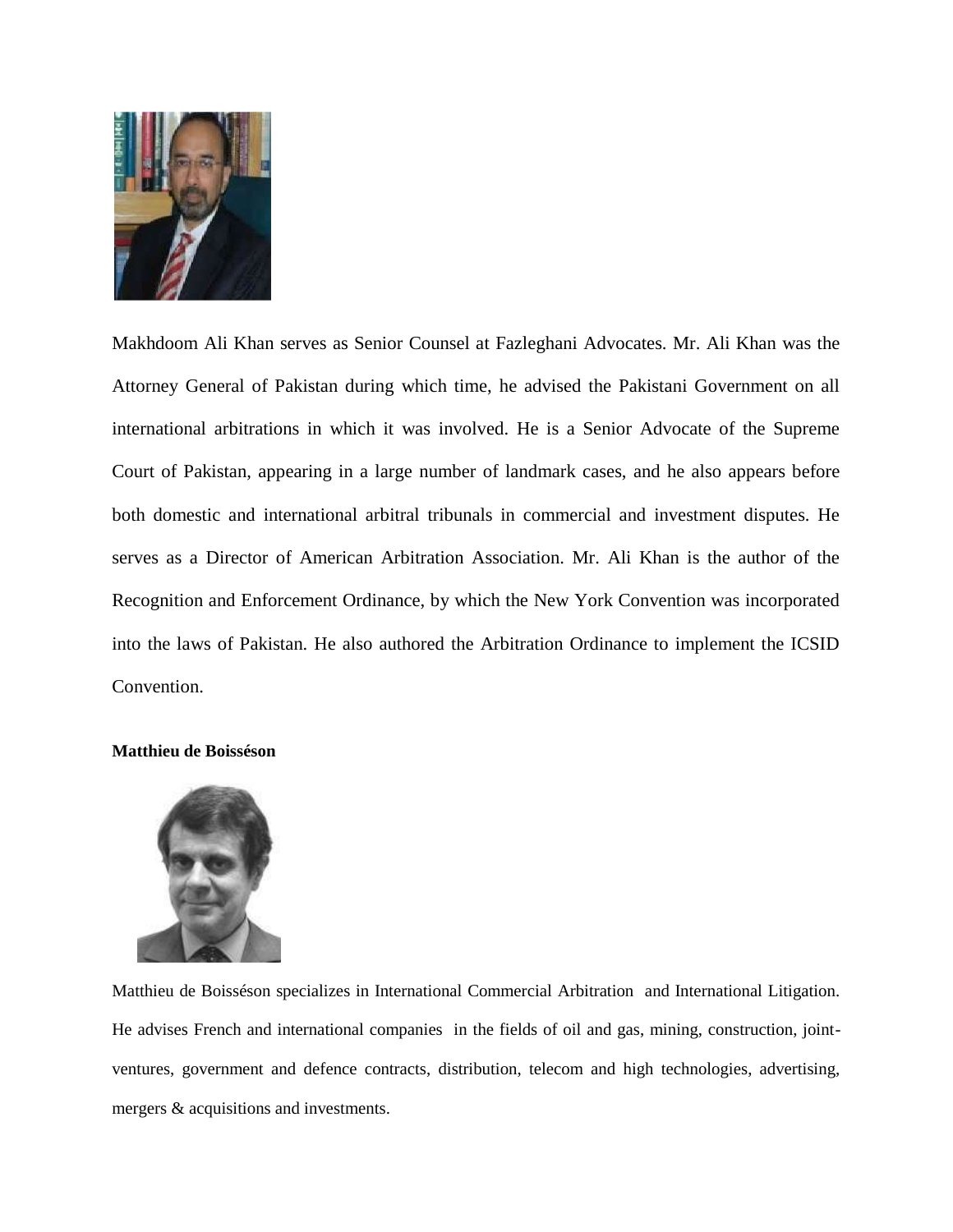Makhdoom Ali Khan serves as Senior Counsel at Fazleghani Advocates. Mr. Ali Khan was the Attorney General of Pakistan during which time, he advised the Pakistani Government on all international arbitrations in which it was involved. He is a Senior Advocate of the Supreme Court of Pakistan, appearing in a large number of landmark cases, and he also appears before both domestic and international arbitral tribunals in commercial and investment disputes. He serves as a Director of American Arbitration Association. Mr. Ali Khan is the author of the Recognition and Enforcement Ordinance, by which the New York Convention was incorporated into the laws of Pakistan. He also authored the Arbitration Ordinance to implement the ICSID Convention.

**Matthieu de Boisséson**

Matthieu de Boisséson specializes in International Commercial Arbitration and International Litigation. He advises French and international companies in the fields of oil and gas, mining, construction, joint-ventures, government and defence contracts, distribution, telecom and high technologies, advertising, mergers & acquisitions and investments.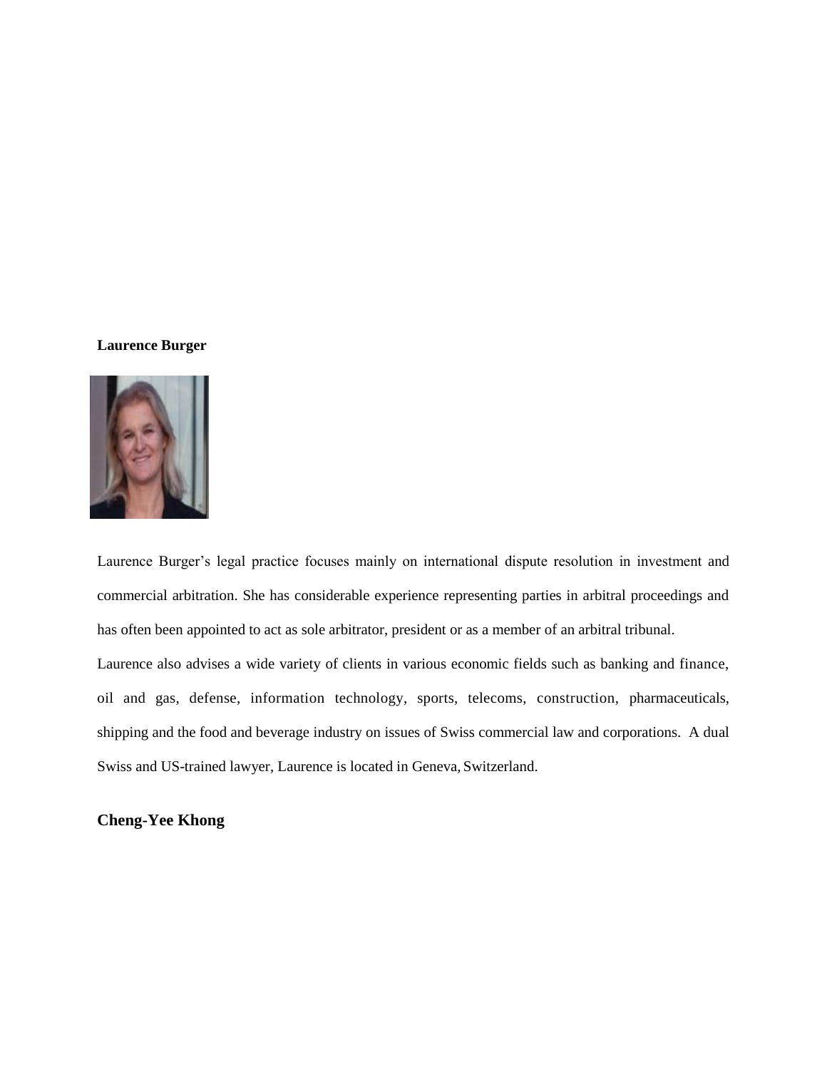**Laurence Burger**

Laurence Burger's legal practice focuses mainly on international dispute resolution in investment and commercial arbitration. She has considerable experience representing parties in arbitral proceedings and has often been appointed to act as sole arbitrator, president or as a member of an arbitral tribunal.

Laurence also advises a wide variety of clients in various economic fields such as banking and finance, oil and gas, defense, information technology, sports, telecoms, construction, pharmaceuticals, shipping and the food and beverage industry on issues of Swiss commercial law and corporations. A dual Swiss and US-trained lawyer, Laurence is located in Geneva, Switzerland.

**Cheng-Yee Khong**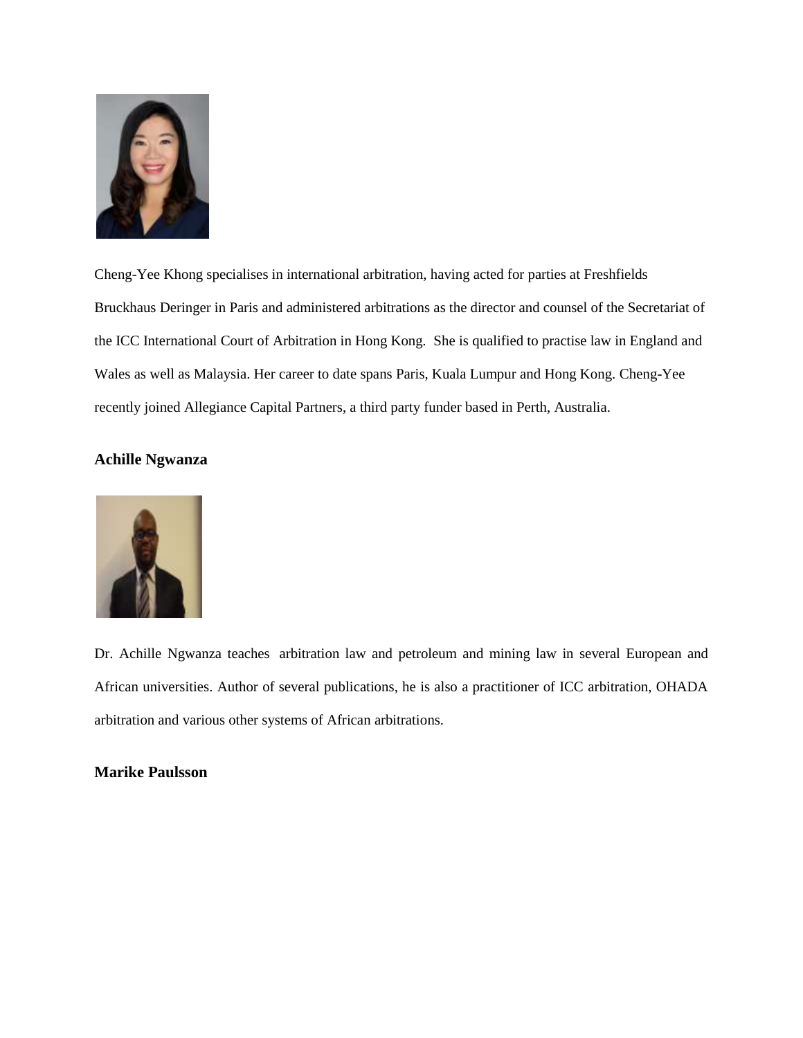Cheng-Yee Khong specialises in international arbitration, having acted for parties at Freshfields Bruckhaus Deringer in Paris and administered arbitrations as the director and counsel of the Secretariat of the ICC International Court of Arbitration in Hong Kong. She is qualified to practise law in England and Wales as well as Malaysia. Her career to date spans Paris, Kuala Lumpur and Hong Kong. Cheng-Yee recently joined Allegiance Capital Partners, a third party funder based in Perth, Australia.

**Achille Ngwanza**

Dr. Achille Ngwanza teaches arbitration law and petroleum and mining law in several European and African universities. Author of several publications, he is also a practitioner of ICC arbitration, OHADA arbitration and various other systems of African arbitrations.

**Marike Paulsson**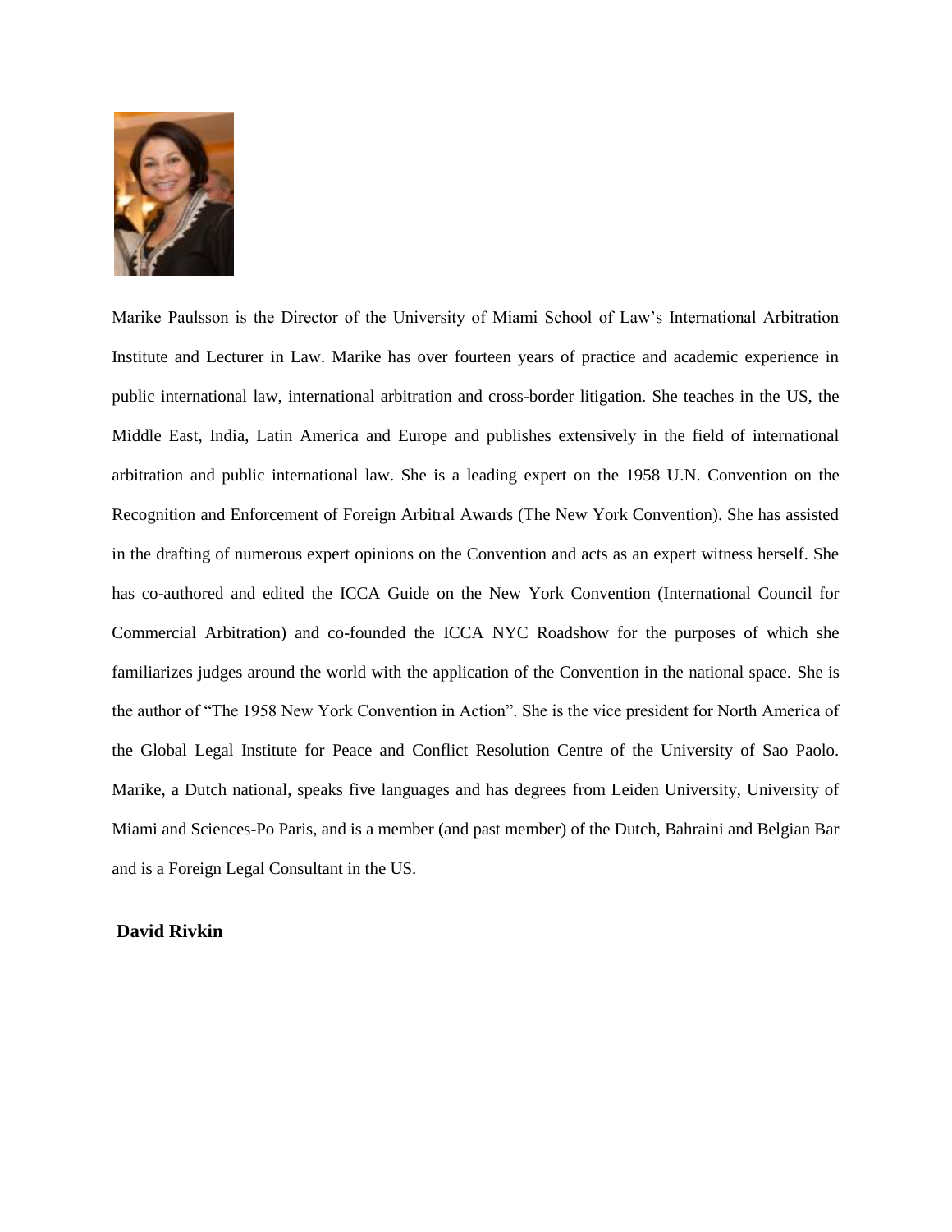Marike Paulsson is the Director of the University of Miami School of Law's International Arbitration Institute and Lecturer in Law. Marike has over fourteen years of practice and academic experience in public international law, international arbitration and cross-border litigation. She teaches in the US, the Middle East, India, Latin America and Europe and publishes extensively in the field of international arbitration and public international law. She is a leading expert on the 1958 U.N. Convention on the Recognition and Enforcement of Foreign Arbitral Awards (The New York Convention). She has assisted in the drafting of numerous expert opinions on the Convention and acts as an expert witness herself. She has co-authored and edited the ICCA Guide on the New York Convention (International Council for Commercial Arbitration) and co-founded the ICCA NYC Roadshow for the purposes of which she familiarizes judges around the world with the application of the Convention in the national space. She is the author of "The 1958 New York Convention in Action". She is the vice president for North America of the Global Legal Institute for Peace and Conflict Resolution Centre of the University of Sao Paolo. Marike, a Dutch national, speaks five languages and has degrees from Leiden University, University of Miami and Sciences-Po Paris, and is a member (and past member) of the Dutch, Bahraini and Belgian Bar and is a Foreign Legal Consultant in the US.

**David Rivkin**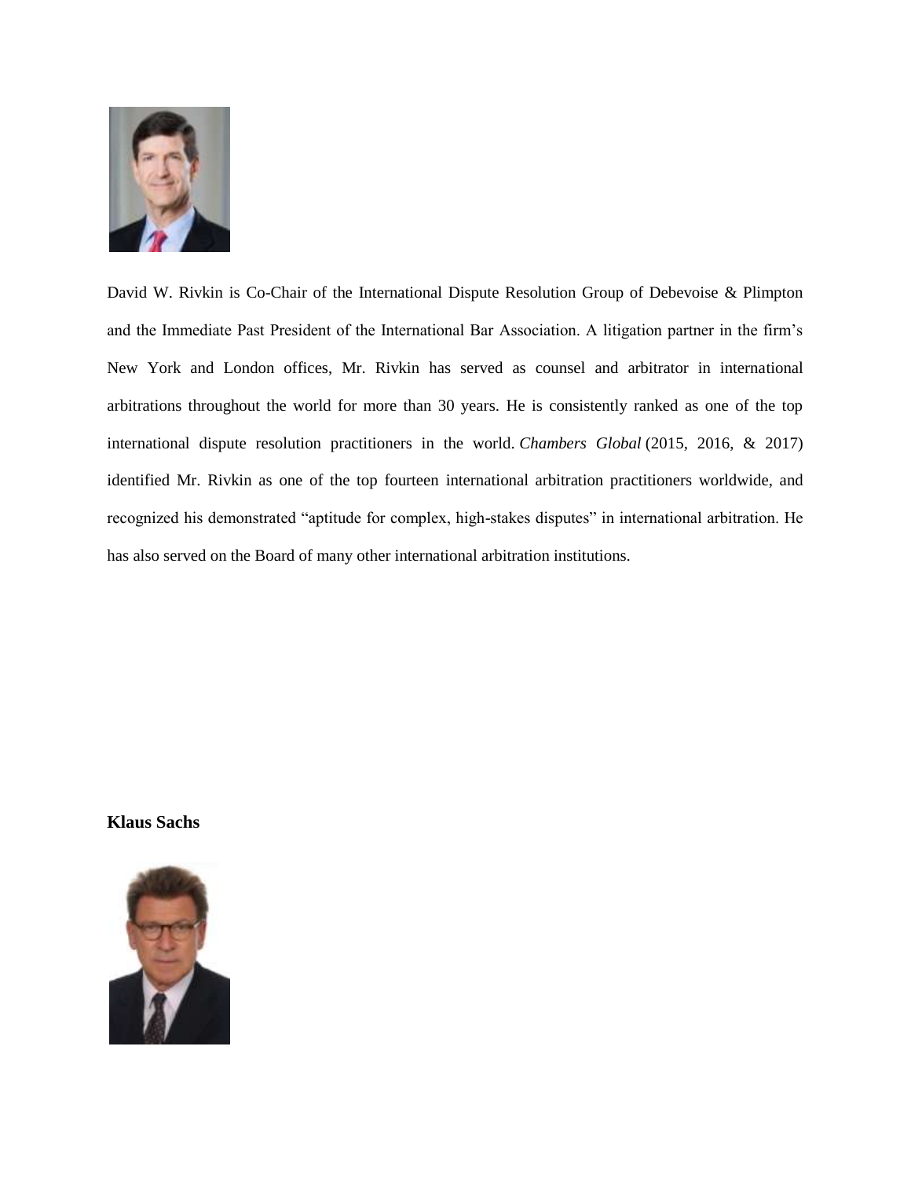David W. Rivkin is Co-Chair of the International Dispute Resolution Group of Debevoise & Plimpton and the Immediate Past President of the International Bar Association. A litigation partner in the firm's New York and London offices, Mr. Rivkin has served as counsel and arbitrator in international arbitrations throughout the world for more than 30 years. He is consistently ranked as one of the top international dispute resolution practitioners in the world. *Chambers Global* (2015, 2016, & 2017) identified Mr. Rivkin as one of the top fourteen international arbitration practitioners worldwide, and recognized his demonstrated "aptitude for complex, high-stakes disputes" in international arbitration. He has also served on the Board of many other international arbitration institutions.

**Klaus Sachs**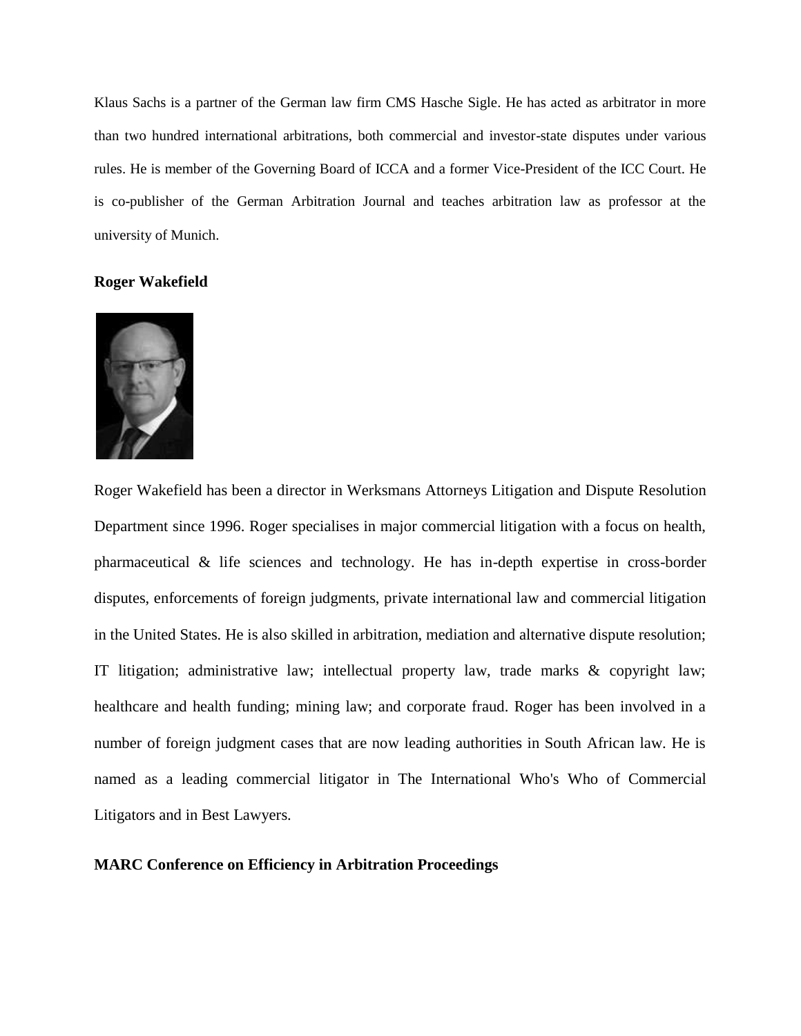Klaus Sachs is a partner of the German law firm CMS Hasche Sigle. He has acted as arbitrator in more than two hundred international arbitrations, both commercial and investor-state disputes under various rules. He is member of the Governing Board of ICCA and a former Vice-President of the ICC Court. He is co-publisher of the German Arbitration Journal and teaches arbitration law as professor at the university of Munich.

**Roger Wakefield**

Roger Wakefield has been a director in Werksmans Attorneys Litigation and Dispute Resolution Department since 1996. Roger specialises in major commercial litigation with a focus on health, pharmaceutical & life sciences and technology. He has in-depth expertise in cross-border disputes, enforcements of foreign judgments, private international law and commercial litigation in the United States. He is also skilled in arbitration, mediation and alternative dispute resolution; IT litigation; administrative law; intellectual property law, trade marks & copyright law; healthcare and health funding; mining law; and corporate fraud. Roger has been involved in a number of foreign judgment cases that are now leading authorities in South African law. He is named as a leading commercial litigator in The International Who's Who of Commercial Litigators and in Best Lawyers.

**MARC Conference on Efficiency in Arbitration Proceedings**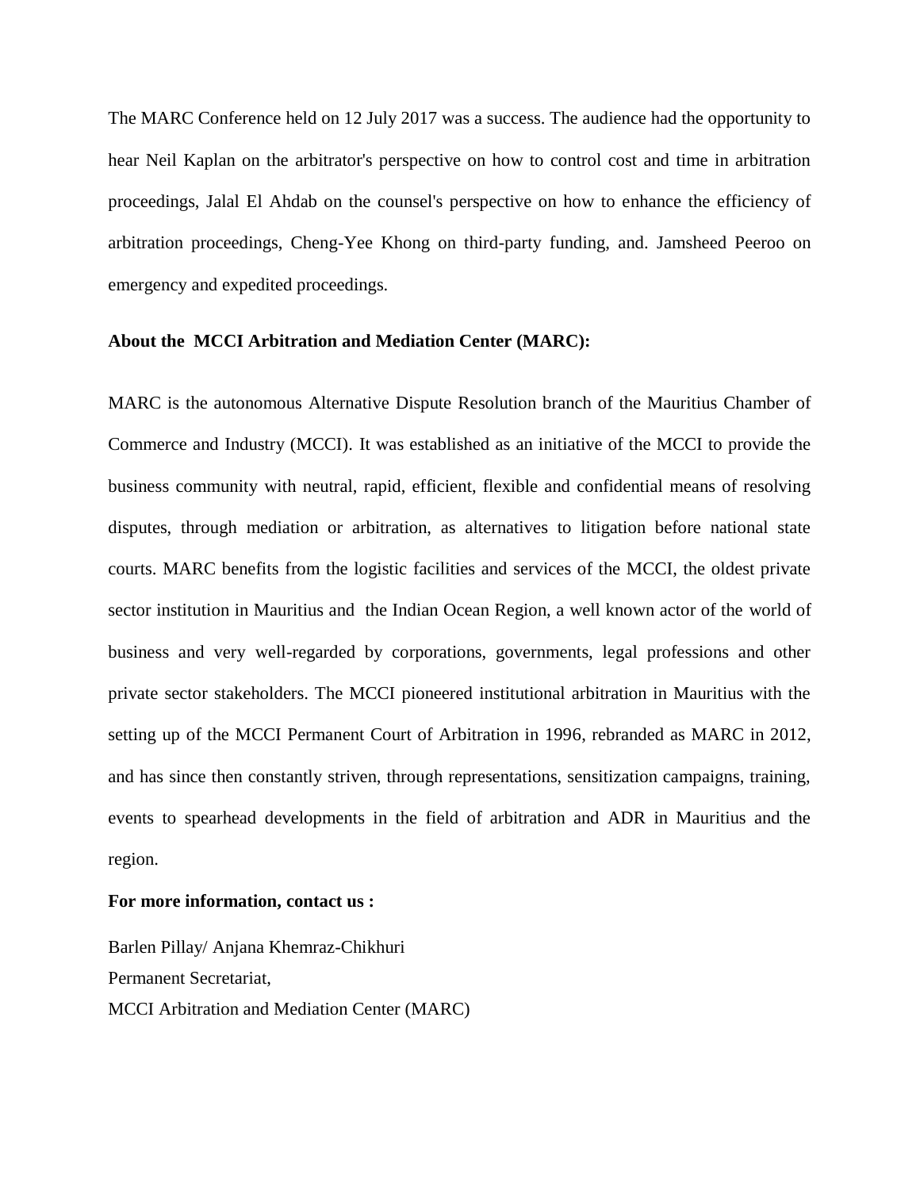The MARC Conference held on 12 July 2017 was a success. The audience had the opportunity to hear Neil Kaplan on the arbitrator's perspective on how to control cost and time in arbitration proceedings, Jalal El Ahdab on the counsel's perspective on how to enhance the efficiency of arbitration proceedings, Cheng-Yee Khong on third-party funding, and. Jamsheed Peeroo on emergency and expedited proceedings.

**About the MCCI Arbitration and Mediation Center (MARC):**

MARC is the autonomous Alternative Dispute Resolution branch of the Mauritius Chamber of Commerce and Industry (MCCI). It was established as an initiative of the MCCI to provide the business community with neutral, rapid, efficient, flexible and confidential means of resolving disputes, through mediation or arbitration, as alternatives to litigation before national state courts. MARC benefits from the logistic facilities and services of the MCCI, the oldest private sector institution in Mauritius and the Indian Ocean Region, a well known actor of the world of business and very well-regarded by corporations, governments, legal professions and other private sector stakeholders. The MCCI pioneered institutional arbitration in Mauritius with the setting up of the MCCI Permanent Court of Arbitration in 1996, rebranded as MARC in 2012, and has since then constantly striven, through representations, sensitization campaigns, training, events to spearhead developments in the field of arbitration and ADR in Mauritius and the region.

**For more information, contact us :**

Barlen Pillay/ Anjana Khemraz-Chikhuri
Permanent Secretariat,
MCCI Arbitration and Mediation Center (MARC)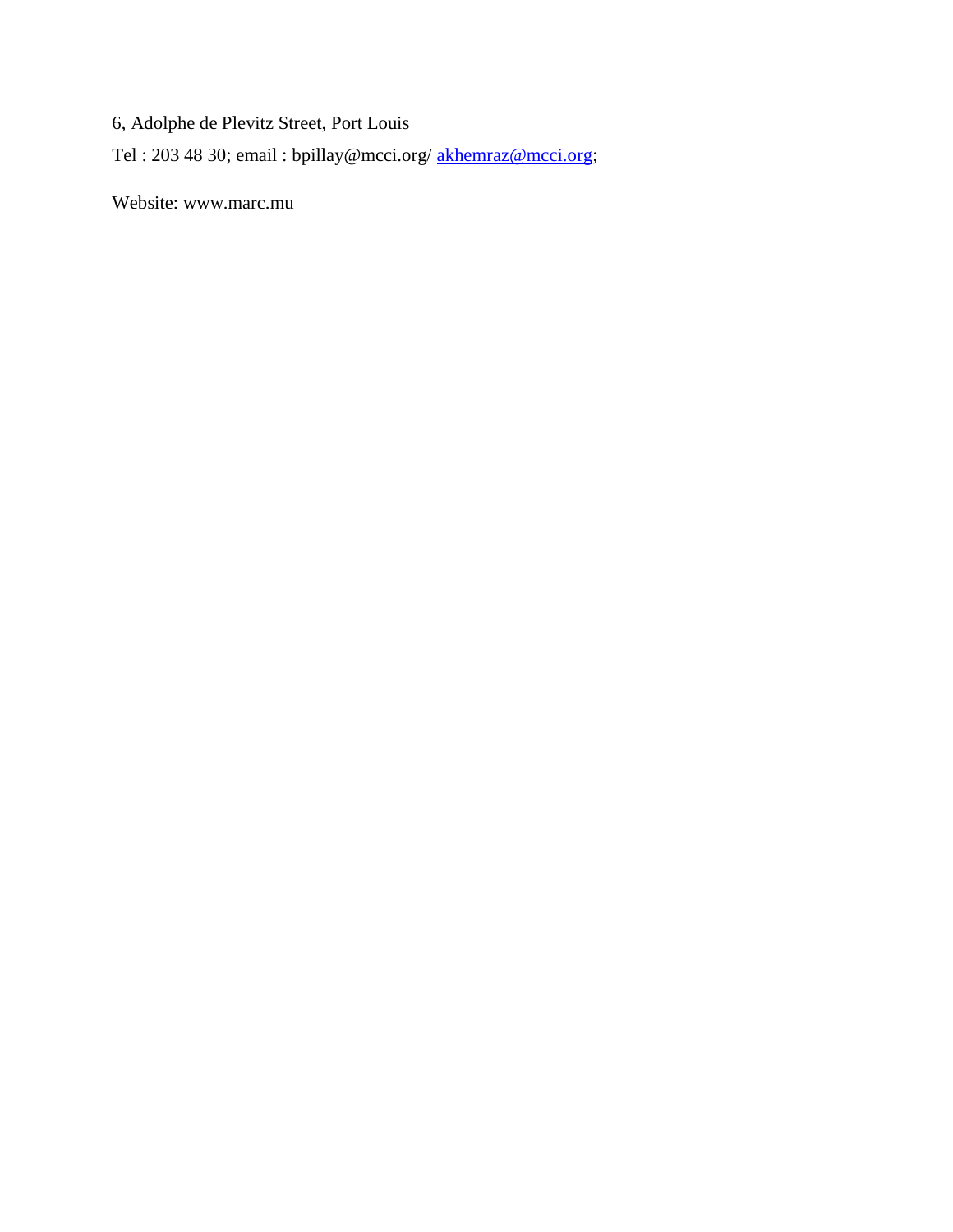6, Adolphe de Plevitz Street, Port Louis

Tel : 203 48 30; email : bpillay@mcci.org/ akhemraz@mcci.org;

Website: www.marc.mu